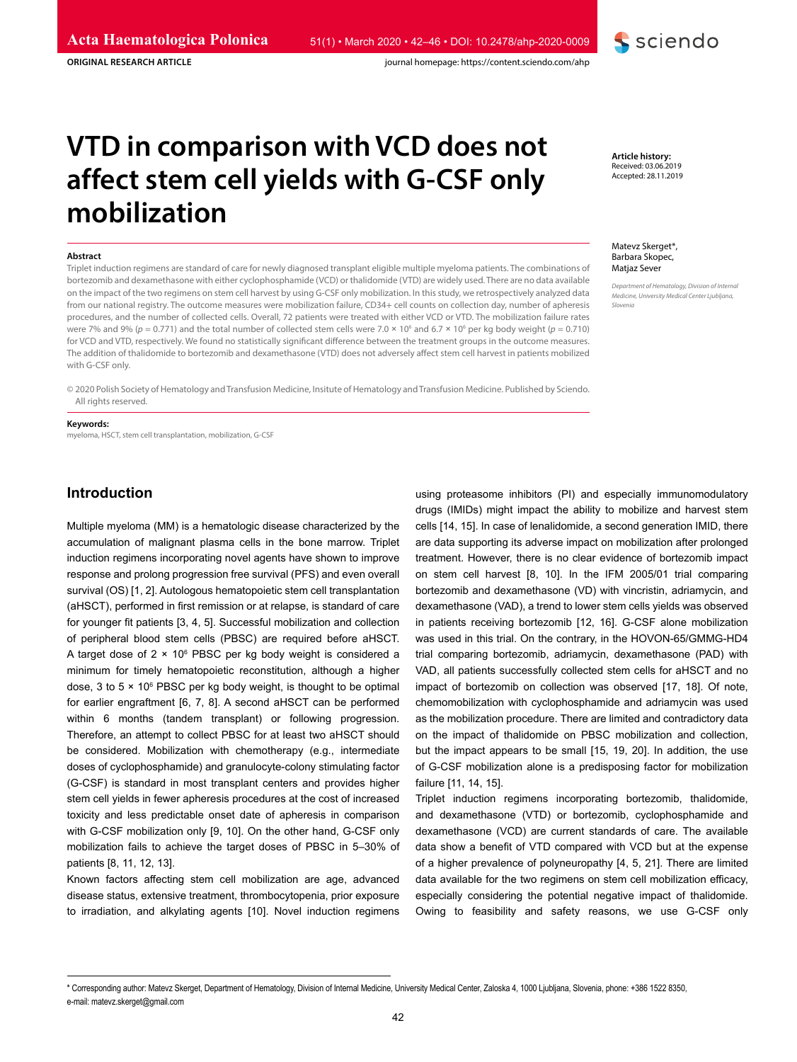ORIGINAL RESEARCH ARTICLE

# VTD in comparison with VCD does not affect stem cell yields with G-CSF only mobilization

**Article history:**
Received: 03.06.2019
Accepted: 28.11.2019

Matevz Skerget*, Barbara Skopec, Matjaz Sever

*Department of Hematology, Division of Internal Medicine, University Medical Center Ljubljana, Slovenia*

### Abstract

Triplet induction regimens are standard of care for newly diagnosed transplant eligible multiple myeloma patients. The combinations of bortezomib and dexamethasone with either cyclophosphamide (VCD) or thalidomide (VTD) are widely used. There are no data available on the impact of the two regimens on stem cell harvest by using G-CSF only mobilization. In this study, we retrospectively analyzed data from our national registry. The outcome measures were mobilization failure, CD34+ cell counts on collection day, number of apheresis procedures, and the number of collected cells. Overall, 72 patients were treated with either VCD or VTD. The mobilization failure rates were 7% and 9% ($p = 0.771$) and the total number of collected stem cells were $7.0 \times 10^6$ and $6.7 \times 10^6$ per kg body weight ($p = 0.710$) for VCD and VTD, respectively. We found no statistically significant difference between the treatment groups in the outcome measures. The addition of thalidomide to bortezomib and dexamethasone (VTD) does not adversely affect stem cell harvest in patients mobilized with G-CSF only.

© 2020 Polish Society of Hematology and Transfusion Medicine, Insitute of Hematology and Transfusion Medicine. Published by Sciendo. All rights reserved.

**Keywords:**
myeloma, HSCT, stem cell transplantation, mobilization, G-CSF

## Introduction

Multiple myeloma (MM) is a hematologic disease characterized by the accumulation of malignant plasma cells in the bone marrow. Triplet induction regimens incorporating novel agents have shown to improve response and prolong progression free survival (PFS) and even overall survival (OS) [1, 2]. Autologous hematopoietic stem cell transplantation (aHSCT), performed in first remission or at relapse, is standard of care for younger fit patients [3, 4, 5]. Successful mobilization and collection of peripheral blood stem cells (PBSC) are required before aHSCT. A target dose of $2 \times 10^6$ PBSC per kg body weight is considered a minimum for timely hematopoietic reconstitution, although a higher dose, 3 to $5 \times 10^6$ PBSC per kg body weight, is thought to be optimal for earlier engraftment [6, 7, 8]. A second aHSCT can be performed within 6 months (tandem transplant) or following progression. Therefore, an attempt to collect PBSC for at least two aHSCT should be considered. Mobilization with chemotherapy (e.g., intermediate doses of cyclophosphamide) and granulocyte-colony stimulating factor (G-CSF) is standard in most transplant centers and provides higher stem cell yields in fewer apheresis procedures at the cost of increased toxicity and less predictable onset date of apheresis in comparison with G-CSF mobilization only [9, 10]. On the other hand, G-CSF only mobilization fails to achieve the target doses of PBSC in 5–30% of patients [8, 11, 12, 13].

Known factors affecting stem cell mobilization are age, advanced disease status, extensive treatment, thrombocytopenia, prior exposure to irradiation, and alkylating agents [10]. Novel induction regimens using proteasome inhibitors (PI) and especially immunomodulatory drugs (IMIDs) might impact the ability to mobilize and harvest stem cells [14, 15]. In case of lenalidomide, a second generation IMID, there are data supporting its adverse impact on mobilization after prolonged treatment. However, there is no clear evidence of bortezomib impact on stem cell harvest [8, 10]. In the IFM 2005/01 trial comparing bortezomib and dexamethasone (VD) with vincristin, adriamycin, and dexamethasone (VAD), a trend to lower stem cells yields was observed in patients receiving bortezomib [12, 16]. G-CSF alone mobilization was used in this trial. On the contrary, in the HOVON-65/GMMG-HD4 trial comparing bortezomib, adriamycin, dexamethasone (PAD) with VAD, all patients successfully collected stem cells for aHSCT and no impact of bortezomib on collection was observed [17, 18]. Of note, chemomobilization with cyclophosphamide and adriamycin was used as the mobilization procedure. There are limited and contradictory data on the impact of thalidomide on PBSC mobilization and collection, but the impact appears to be small [15, 19, 20]. In addition, the use of G-CSF mobilization alone is a predisposing factor for mobilization failure [11, 14, 15].

Triplet induction regimens incorporating bortezomib, thalidomide, and dexamethasone (VTD) or bortezomib, cyclophosphamide and dexamethasone (VCD) are current standards of care. The available data show a benefit of VTD compared with VCD but at the expense of a higher prevalence of polyneuropathy [4, 5, 21]. There are limited data available for the two regimens on stem cell mobilization efficacy, especially considering the potential negative impact of thalidomide. Owing to feasibility and safety reasons, we use G-CSF only

* Corresponding author: Matevz Skerget, Department of Hematology, Division of Internal Medicine, University Medical Center, Zaloska 4, 1000 Ljubljana, Slovenia, phone: +386 1522 8350, e-mail: matevz.skerget@gmail.com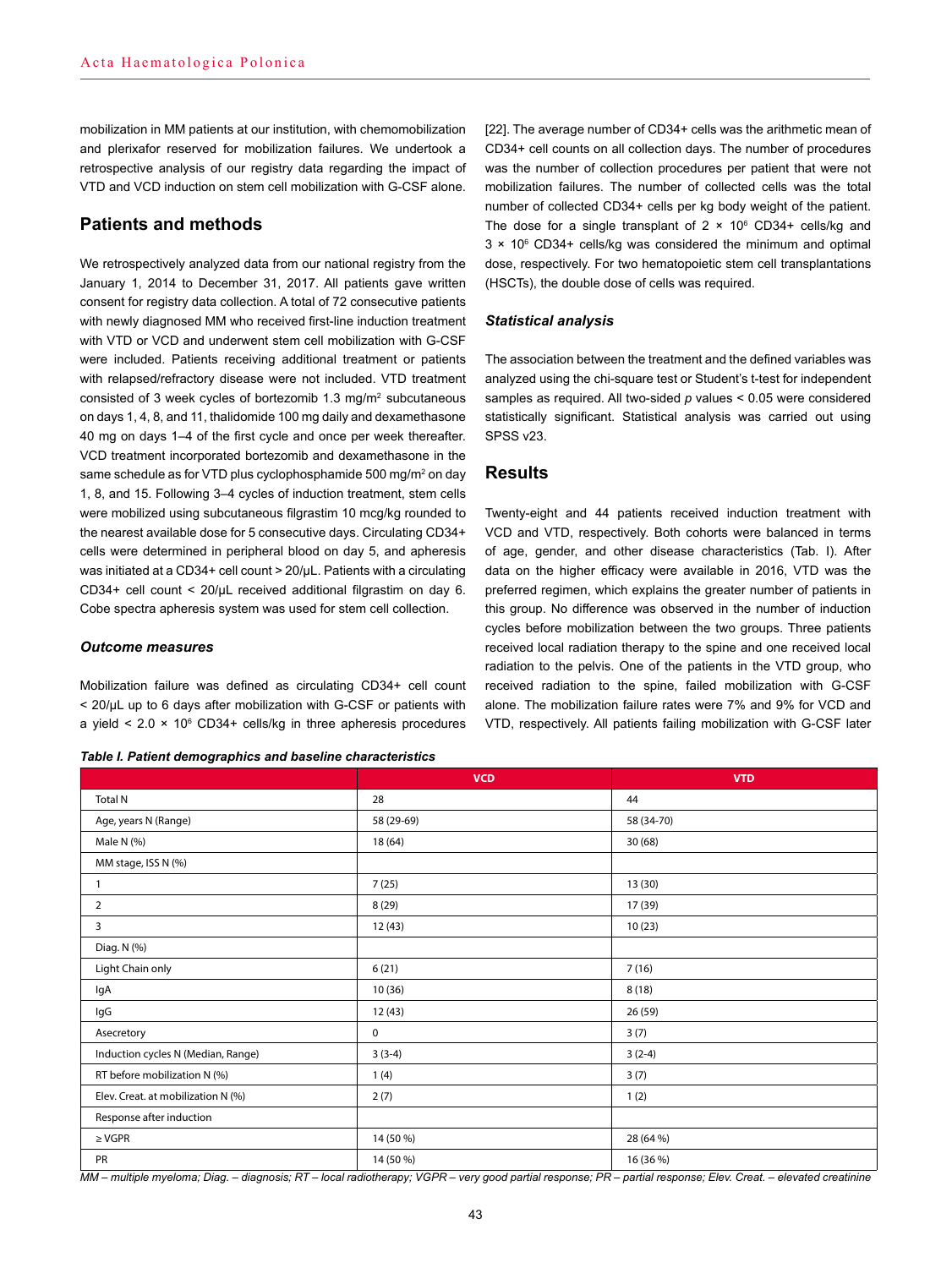mobilization in MM patients at our institution, with chemomobilization and plerixafor reserved for mobilization failures. We undertook a retrospective analysis of our registry data regarding the impact of VTD and VCD induction on stem cell mobilization with G-CSF alone.

## Patients and methods

We retrospectively analyzed data from our national registry from the January 1, 2014 to December 31, 2017. All patients gave written consent for registry data collection. A total of 72 consecutive patients with newly diagnosed MM who received first-line induction treatment with VTD or VCD and underwent stem cell mobilization with G-CSF were included. Patients receiving additional treatment or patients with relapsed/refractory disease were not included. VTD treatment consisted of 3 week cycles of bortezomib 1.3 mg/m$^2$ subcutaneous on days 1, 4, 8, and 11, thalidomide 100 mg daily and dexamethasone 40 mg on days 1–4 of the first cycle and once per week thereafter. VCD treatment incorporated bortezomib and dexamethasone in the same schedule as for VTD plus cyclophosphamide 500 mg/m$^2$ on day 1, 8, and 15. Following 3–4 cycles of induction treatment, stem cells were mobilized using subcutaneous filgrastim 10 mcg/kg rounded to the nearest available dose for 5 consecutive days. Circulating CD34+ cells were determined in peripheral blood on day 5, and apheresis was initiated at a CD34+ cell count > 20/μL. Patients with a circulating CD34+ cell count < 20/μL received additional filgrastim on day 6. Cobe spectra apheresis system was used for stem cell collection.

### *Outcome measures*

Mobilization failure was defined as circulating CD34+ cell count < 20/μL up to 6 days after mobilization with G-CSF or patients with a yield < 2.0 × 10$^6$ CD34+ cells/kg in three apheresis procedures [22]. The average number of CD34+ cells was the arithmetic mean of CD34+ cell counts on all collection days. The number of procedures was the number of collection procedures per patient that were not mobilization failures. The number of collected cells was the total number of collected CD34+ cells per kg body weight of the patient. The dose for a single transplant of 2 × 10$^6$ CD34+ cells/kg and 3 × 10$^6$ CD34+ cells/kg was considered the minimum and optimal dose, respectively. For two hematopoietic stem cell transplantations (HSCTs), the double dose of cells was required.

### *Statistical analysis*

The association between the treatment and the defined variables was analyzed using the chi-square test or Student's t-test for independent samples as required. All two-sided *p* values < 0.05 were considered statistically significant. Statistical analysis was carried out using SPSS v23.

## Results

Twenty-eight and 44 patients received induction treatment with VCD and VTD, respectively. Both cohorts were balanced in terms of age, gender, and other disease characteristics (Tab. I). After data on the higher efficacy were available in 2016, VTD was the preferred regimen, which explains the greater number of patients in this group. No difference was observed in the number of induction cycles before mobilization between the two groups. Three patients received local radiation therapy to the spine and one received local radiation to the pelvis. One of the patients in the VTD group, who received radiation to the spine, failed mobilization with G-CSF alone. The mobilization failure rates were 7% and 9% for VCD and VTD, respectively. All patients failing mobilization with G-CSF later

***Table I. Patient demographics and baseline characteristics***

| | VCD | VTD |
|---|---|---|
| Total N | 28 | 44 |
| Age, years N (Range) | 58 (29-69) | 58 (34-70) |
| Male N (%) | 18 (64) | 30 (68) |
| MM stage, ISS N (%) | | |
| 1 | 7 (25) | 13 (30) |
| 2 | 8 (29) | 17 (39) |
| 3 | 12 (43) | 10 (23) |
| Diag. N (%) | | |
| Light Chain only | 6 (21) | 7 (16) |
| IgA | 10 (36) | 8 (18) |
| IgG | 12 (43) | 26 (59) |
| Asecretory | 0 | 3 (7) |
| Induction cycles N (Median, Range) | 3 (3-4) | 3 (2-4) |
| RT before mobilization N (%) | 1 (4) | 3 (7) |
| Elev. Creat. at mobilization N (%) | 2 (7) | 1 (2) |
| Response after induction | | |
| ≥ VGPR | 14 (50 %) | 28 (64 %) |
| PR | 14 (50 %) | 16 (36 %) |

*MM – multiple myeloma; Diag. – diagnosis; RT – local radiotherapy; VGPR – very good partial response; PR – partial response; Elev. Creat. – elevated creatinine*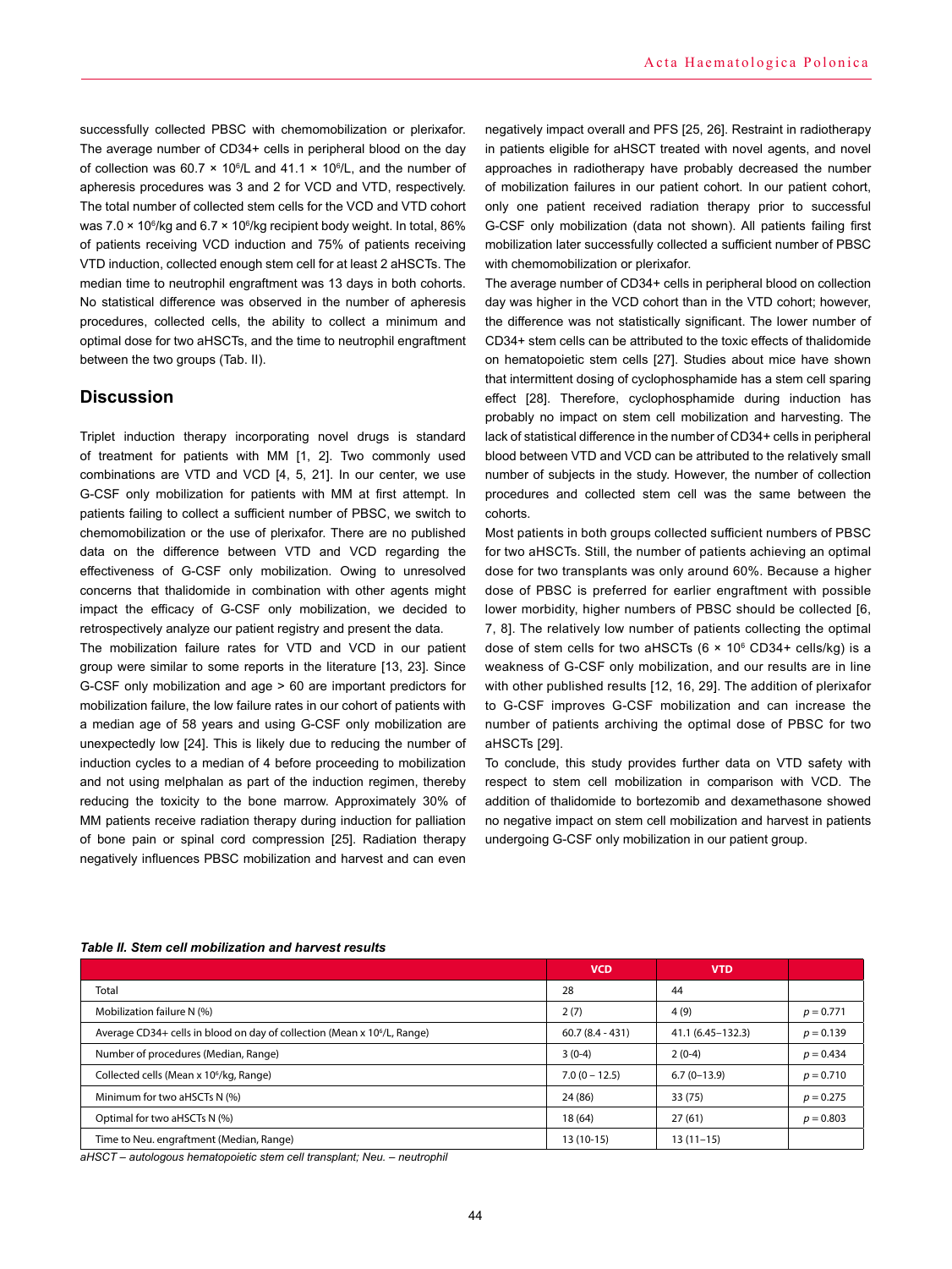successfully collected PBSC with chemomobilization or plerixafor. The average number of CD34+ cells in peripheral blood on the day of collection was 60.7 × $10^6$/L and 41.1 × $10^6$/L, and the number of apheresis procedures was 3 and 2 for VCD and VTD, respectively. The total number of collected stem cells for the VCD and VTD cohort was 7.0 × $10^6$/kg and 6.7 × $10^6$/kg recipient body weight. In total, 86% of patients receiving VCD induction and 75% of patients receiving VTD induction, collected enough stem cell for at least 2 aHSCTs. The median time to neutrophil engraftment was 13 days in both cohorts. No statistical difference was observed in the number of apheresis procedures, collected cells, the ability to collect a minimum and optimal dose for two aHSCTs, and the time to neutrophil engraftment between the two groups (Tab. II).

## Discussion

Triplet induction therapy incorporating novel drugs is standard of treatment for patients with MM [1, 2]. Two commonly used combinations are VTD and VCD [4, 5, 21]. In our center, we use G-CSF only mobilization for patients with MM at first attempt. In patients failing to collect a sufficient number of PBSC, we switch to chemomobilization or the use of plerixafor. There are no published data on the difference between VTD and VCD regarding the effectiveness of G-CSF only mobilization. Owing to unresolved concerns that thalidomide in combination with other agents might impact the efficacy of G-CSF only mobilization, we decided to retrospectively analyze our patient registry and present the data.

The mobilization failure rates for VTD and VCD in our patient group were similar to some reports in the literature [13, 23]. Since G-CSF only mobilization and age > 60 are important predictors for mobilization failure, the low failure rates in our cohort of patients with a median age of 58 years and using G-CSF only mobilization are unexpectedly low [24]. This is likely due to reducing the number of induction cycles to a median of 4 before proceeding to mobilization and not using melphalan as part of the induction regimen, thereby reducing the toxicity to the bone marrow. Approximately 30% of MM patients receive radiation therapy during induction for palliation of bone pain or spinal cord compression [25]. Radiation therapy negatively influences PBSC mobilization and harvest and can even negatively impact overall and PFS [25, 26]. Restraint in radiotherapy in patients eligible for aHSCT treated with novel agents, and novel approaches in radiotherapy have probably decreased the number of mobilization failures in our patient cohort. In our patient cohort, only one patient received radiation therapy prior to successful G-CSF only mobilization (data not shown). All patients failing first mobilization later successfully collected a sufficient number of PBSC with chemomobilization or plerixafor.

The average number of CD34+ cells in peripheral blood on collection day was higher in the VCD cohort than in the VTD cohort; however, the difference was not statistically significant. The lower number of CD34+ stem cells can be attributed to the toxic effects of thalidomide on hematopoietic stem cells [27]. Studies about mice have shown that intermittent dosing of cyclophosphamide has a stem cell sparing effect [28]. Therefore, cyclophosphamide during induction has probably no impact on stem cell mobilization and harvesting. The lack of statistical difference in the number of CD34+ cells in peripheral blood between VTD and VCD can be attributed to the relatively small number of subjects in the study. However, the number of collection procedures and collected stem cell was the same between the cohorts.

Most patients in both groups collected sufficient numbers of PBSC for two aHSCTs. Still, the number of patients achieving an optimal dose for two transplants was only around 60%. Because a higher dose of PBSC is preferred for earlier engraftment with possible lower morbidity, higher numbers of PBSC should be collected [6, 7, 8]. The relatively low number of patients collecting the optimal dose of stem cells for two aHSCTs (6 × $10^6$ CD34+ cells/kg) is a weakness of G-CSF only mobilization, and our results are in line with other published results [12, 16, 29]. The addition of plerixafor to G-CSF improves G-CSF mobilization and can increase the number of patients archiving the optimal dose of PBSC for two aHSCTs [29].

To conclude, this study provides further data on VTD safety with respect to stem cell mobilization in comparison with VCD. The addition of thalidomide to bortezomib and dexamethasone showed no negative impact on stem cell mobilization and harvest in patients undergoing G-CSF only mobilization in our patient group.

***Table II. Stem cell mobilization and harvest results***

| | VCD | VTD | |
|---|---|---|---|
| Total | 28 | 44 | |
| Mobilization failure N (%) | 2 (7) | 4 (9) | $p = 0.771$ |
| Average CD34+ cells in blood on day of collection (Mean x $10^6$/L, Range) | 60.7 (8.4 - 431) | 41.1 (6.45–132.3) | $p = 0.139$ |
| Number of procedures (Median, Range) | 3 (0-4) | 2 (0-4) | $p = 0.434$ |
| Collected cells (Mean x $10^6$/kg, Range) | 7.0 (0 – 12.5) | 6.7 (0–13.9) | $p = 0.710$ |
| Minimum for two aHSCTs N (%) | 24 (86) | 33 (75) | $p = 0.275$ |
| Optimal for two aHSCTs N (%) | 18 (64) | 27 (61) | $p = 0.803$ |
| Time to Neu. engraftment (Median, Range) | 13 (10-15) | 13 (11–15) | |

*aHSCT – autologous hematopoietic stem cell transplant; Neu. – neutrophil*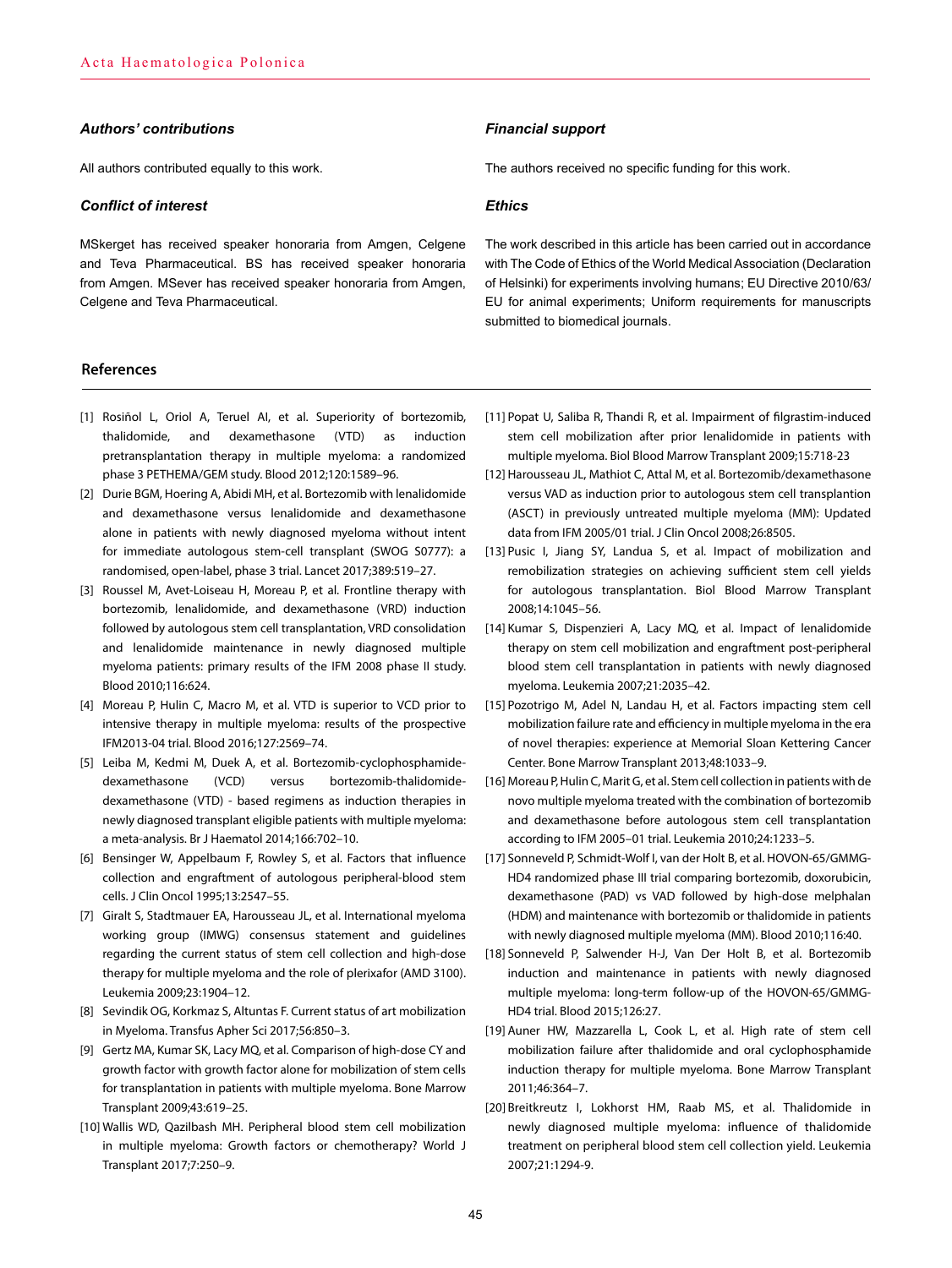### *Authors' contributions*

All authors contributed equally to this work.

### *Conflict of interest*

MSkerget has received speaker honoraria from Amgen, Celgene and Teva Pharmaceutical. BS has received speaker honoraria from Amgen. MSever has received speaker honoraria from Amgen, Celgene and Teva Pharmaceutical.

### *Financial support*

The authors received no specific funding for this work.

### *Ethics*

The work described in this article has been carried out in accordance with The Code of Ethics of the World Medical Association (Declaration of Helsinki) for experiments involving humans; EU Directive 2010/63/EU for animal experiments; Uniform requirements for manuscripts submitted to biomedical journals.

## References

[1] Rosiñol L, Oriol A, Teruel AI, et al. Superiority of bortezomib, thalidomide, and dexamethasone (VTD) as induction pretransplantation therapy in multiple myeloma: a randomized phase 3 PETHEMA/GEM study. Blood 2012;120:1589–96.

[2] Durie BGM, Hoering A, Abidi MH, et al. Bortezomib with lenalidomide and dexamethasone versus lenalidomide and dexamethasone alone in patients with newly diagnosed myeloma without intent for immediate autologous stem-cell transplant (SWOG S0777): a randomised, open-label, phase 3 trial. Lancet 2017;389:519–27.

[3] Roussel M, Avet-Loiseau H, Moreau P, et al. Frontline therapy with bortezomib, lenalidomide, and dexamethasone (VRD) induction followed by autologous stem cell transplantation, VRD consolidation and lenalidomide maintenance in newly diagnosed multiple myeloma patients: primary results of the IFM 2008 phase II study. Blood 2010;116:624.

[4] Moreau P, Hulin C, Macro M, et al. VTD is superior to VCD prior to intensive therapy in multiple myeloma: results of the prospective IFM2013-04 trial. Blood 2016;127:2569–74.

[5] Leiba M, Kedmi M, Duek A, et al. Bortezomib-cyclophosphamide-dexamethasone (VCD) versus bortezomib-thalidomide-dexamethasone (VTD) - based regimens as induction therapies in newly diagnosed transplant eligible patients with multiple myeloma: a meta-analysis. Br J Haematol 2014;166:702–10.

[6] Bensinger W, Appelbaum F, Rowley S, et al. Factors that influence collection and engraftment of autologous peripheral-blood stem cells. J Clin Oncol 1995;13:2547–55.

[7] Giralt S, Stadtmauer EA, Harousseau JL, et al. International myeloma working group (IMWG) consensus statement and guidelines regarding the current status of stem cell collection and high-dose therapy for multiple myeloma and the role of plerixafor (AMD 3100). Leukemia 2009;23:1904–12.

[8] Sevindik OG, Korkmaz S, Altuntas F. Current status of art mobilization in Myeloma. Transfus Apher Sci 2017;56:850–3.

[9] Gertz MA, Kumar SK, Lacy MQ, et al. Comparison of high-dose CY and growth factor with growth factor alone for mobilization of stem cells for transplantation in patients with multiple myeloma. Bone Marrow Transplant 2009;43:619–25.

[10] Wallis WD, Qazilbash MH. Peripheral blood stem cell mobilization in multiple myeloma: Growth factors or chemotherapy? World J Transplant 2017;7:250–9.

[11] Popat U, Saliba R, Thandi R, et al. Impairment of filgrastim-induced stem cell mobilization after prior lenalidomide in patients with multiple myeloma. Biol Blood Marrow Transplant 2009;15:718-23

[12] Harousseau JL, Mathiot C, Attal M, et al. Bortezomib/dexamethasone versus VAD as induction prior to autologous stem cell transplantion (ASCT) in previously untreated multiple myeloma (MM): Updated data from IFM 2005/01 trial. J Clin Oncol 2008;26:8505.

[13] Pusic I, Jiang SY, Landua S, et al. Impact of mobilization and remobilization strategies on achieving sufficient stem cell yields for autologous transplantation. Biol Blood Marrow Transplant 2008;14:1045–56.

[14] Kumar S, Dispenzieri A, Lacy MQ, et al. Impact of lenalidomide therapy on stem cell mobilization and engraftment post-peripheral blood stem cell transplantation in patients with newly diagnosed myeloma. Leukemia 2007;21:2035–42.

[15] Pozotrigo M, Adel N, Landau H, et al. Factors impacting stem cell mobilization failure rate and efficiency in multiple myeloma in the era of novel therapies: experience at Memorial Sloan Kettering Cancer Center. Bone Marrow Transplant 2013;48:1033–9.

[16] Moreau P, Hulin C, Marit G, et al. Stem cell collection in patients with de novo multiple myeloma treated with the combination of bortezomib and dexamethasone before autologous stem cell transplantation according to IFM 2005–01 trial. Leukemia 2010;24:1233–5.

[17] Sonneveld P, Schmidt-Wolf I, van der Holt B, et al. HOVON-65/GMMG-HD4 randomized phase III trial comparing bortezomib, doxorubicin, dexamethasone (PAD) vs VAD followed by high-dose melphalan (HDM) and maintenance with bortezomib or thalidomide in patients with newly diagnosed multiple myeloma (MM). Blood 2010;116:40.

[18] Sonneveld P, Salwender H-J, Van Der Holt B, et al. Bortezomib induction and maintenance in patients with newly diagnosed multiple myeloma: long-term follow-up of the HOVON-65/GMMG-HD4 trial. Blood 2015;126:27.

[19] Auner HW, Mazzarella L, Cook L, et al. High rate of stem cell mobilization failure after thalidomide and oral cyclophosphamide induction therapy for multiple myeloma. Bone Marrow Transplant 2011;46:364–7.

[20] Breitkreutz I, Lokhorst HM, Raab MS, et al. Thalidomide in newly diagnosed multiple myeloma: influence of thalidomide treatment on peripheral blood stem cell collection yield. Leukemia 2007;21:1294-9.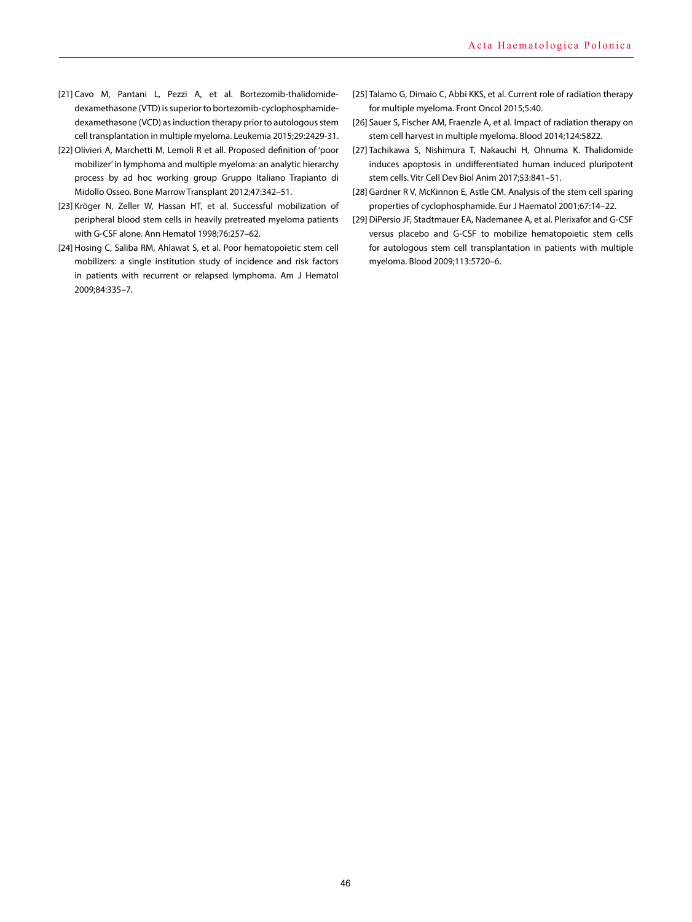[21] Cavo M, Pantani L, Pezzi A, et al. Bortezomib-thalidomide-dexamethasone (VTD) is superior to bortezomib-cyclophosphamide-dexamethasone (VCD) as induction therapy prior to autologous stem cell transplantation in multiple myeloma. Leukemia 2015;29:2429-31.

[22] Olivieri A, Marchetti M, Lemoli R et all. Proposed definition of 'poor mobilizer' in lymphoma and multiple myeloma: an analytic hierarchy process by ad hoc working group Gruppo Italiano Trapianto di Midollo Osseo. Bone Marrow Transplant 2012;47:342–51.

[23] Kröger N, Zeller W, Hassan HT, et al. Successful mobilization of peripheral blood stem cells in heavily pretreated myeloma patients with G-CSF alone. Ann Hematol 1998;76:257–62.

[24] Hosing C, Saliba RM, Ahlawat S, et al. Poor hematopoietic stem cell mobilizers: a single institution study of incidence and risk factors in patients with recurrent or relapsed lymphoma. Am J Hematol 2009;84:335–7.

[25] Talamo G, Dimaio C, Abbi KKS, et al. Current role of radiation therapy for multiple myeloma. Front Oncol 2015;5:40.

[26] Sauer S, Fischer AM, Fraenzle A, et al. Impact of radiation therapy on stem cell harvest in multiple myeloma. Blood 2014;124:5822.

[27] Tachikawa S, Nishimura T, Nakauchi H, Ohnuma K. Thalidomide induces apoptosis in undifferentiated human induced pluripotent stem cells. Vitr Cell Dev Biol Anim 2017;53:841–51.

[28] Gardner R V, McKinnon E, Astle CM. Analysis of the stem cell sparing properties of cyclophosphamide. Eur J Haematol 2001;67:14–22.

[29] DiPersio JF, Stadtmauer EA, Nademanee A, et al. Plerixafor and G-CSF versus placebo and G-CSF to mobilize hematopoietic stem cells for autologous stem cell transplantation in patients with multiple myeloma. Blood 2009;113:5720–6.